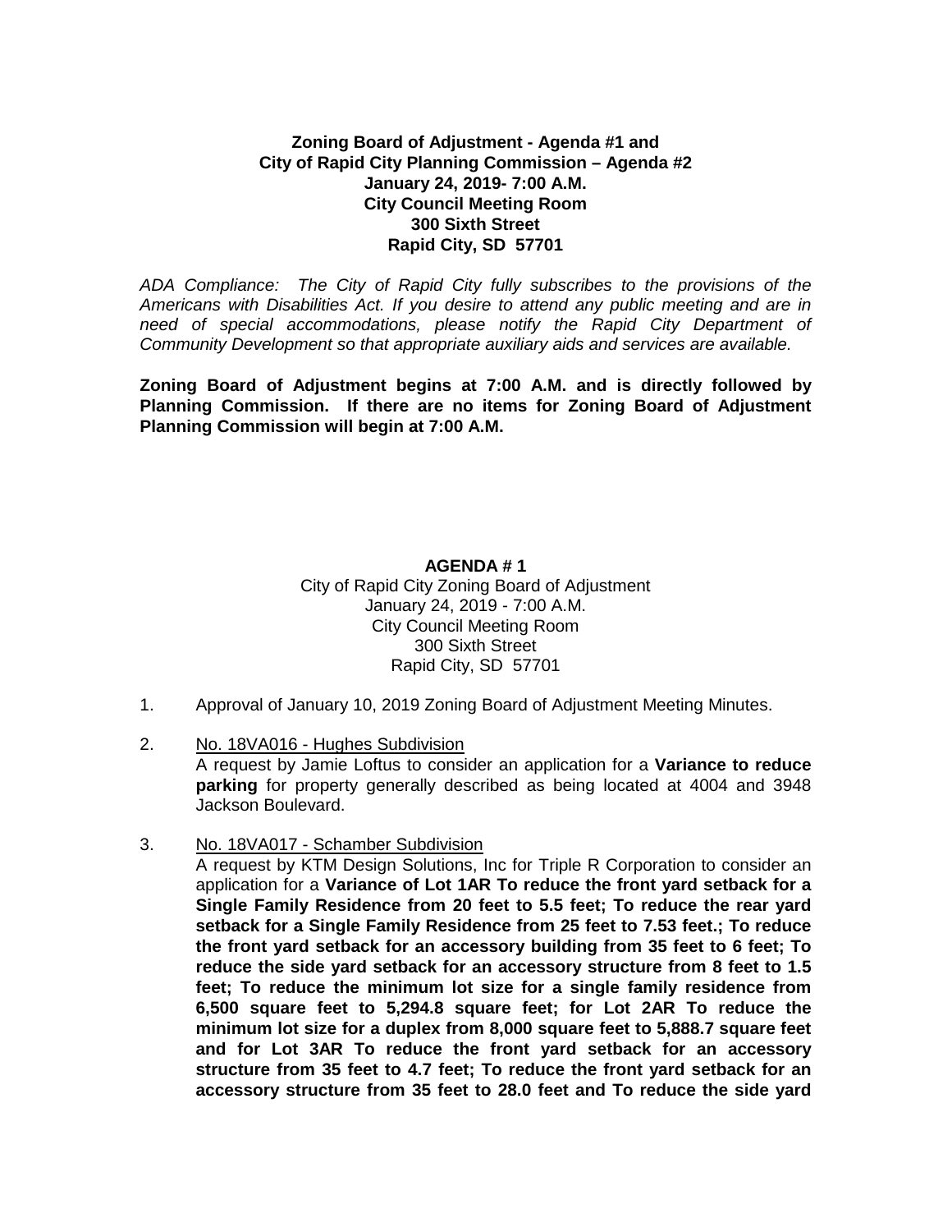**Zoning Board of Adjustment - Agenda #1 and**
**City of Rapid City Planning Commission – Agenda #2**
**January 24, 2019- 7:00 A.M.**
**City Council Meeting Room**
**300 Sixth Street**
**Rapid City, SD 57701**

*ADA Compliance: The City of Rapid City fully subscribes to the provisions of the Americans with Disabilities Act. If you desire to attend any public meeting and are in need of special accommodations, please notify the Rapid City Department of Community Development so that appropriate auxiliary aids and services are available.*

**Zoning Board of Adjustment begins at 7:00 A.M. and is directly followed by Planning Commission. If there are no items for Zoning Board of Adjustment Planning Commission will begin at 7:00 A.M.**

**AGENDA # 1**
City of Rapid City Zoning Board of Adjustment
January 24, 2019 - 7:00 A.M.
City Council Meeting Room
300 Sixth Street
Rapid City, SD 57701

1. Approval of January 10, 2019 Zoning Board of Adjustment Meeting Minutes.

2. No. 18VA016 - Hughes Subdivision
   A request by Jamie Loftus to consider an application for a **Variance to reduce parking** for property generally described as being located at 4004 and 3948 Jackson Boulevard.

3. No. 18VA017 - Schamber Subdivision
   A request by KTM Design Solutions, Inc for Triple R Corporation to consider an application for a **Variance of Lot 1AR To reduce the front yard setback for a Single Family Residence from 20 feet to 5.5 feet; To reduce the rear yard setback for a Single Family Residence from 25 feet to 7.53 feet.; To reduce the front yard setback for an accessory building from 35 feet to 6 feet; To reduce the side yard setback for an accessory structure from 8 feet to 1.5 feet; To reduce the minimum lot size for a single family residence from 6,500 square feet to 5,294.8 square feet; for Lot 2AR To reduce the minimum lot size for a duplex from 8,000 square feet to 5,888.7 square feet and for Lot 3AR To reduce the front yard setback for an accessory structure from 35 feet to 4.7 feet; To reduce the front yard setback for an accessory structure from 35 feet to 28.0 feet and To reduce the side yard**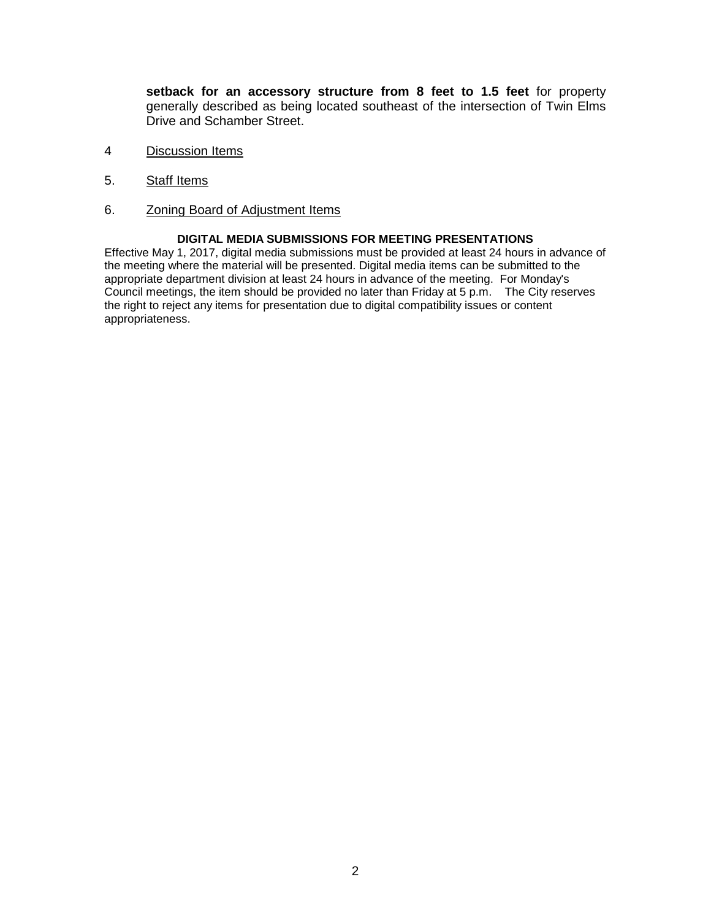**setback for an accessory structure from 8 feet to 1.5 feet** for property generally described as being located southeast of the intersection of Twin Elms Drive and Schamber Street.

4 Discussion Items

5. Staff Items

6. Zoning Board of Adjustment Items

**DIGITAL MEDIA SUBMISSIONS FOR MEETING PRESENTATIONS**

Effective May 1, 2017, digital media submissions must be provided at least 24 hours in advance of the meeting where the material will be presented. Digital media items can be submitted to the appropriate department division at least 24 hours in advance of the meeting. For Monday's Council meetings, the item should be provided no later than Friday at 5 p.m. The City reserves the right to reject any items for presentation due to digital compatibility issues or content appropriateness.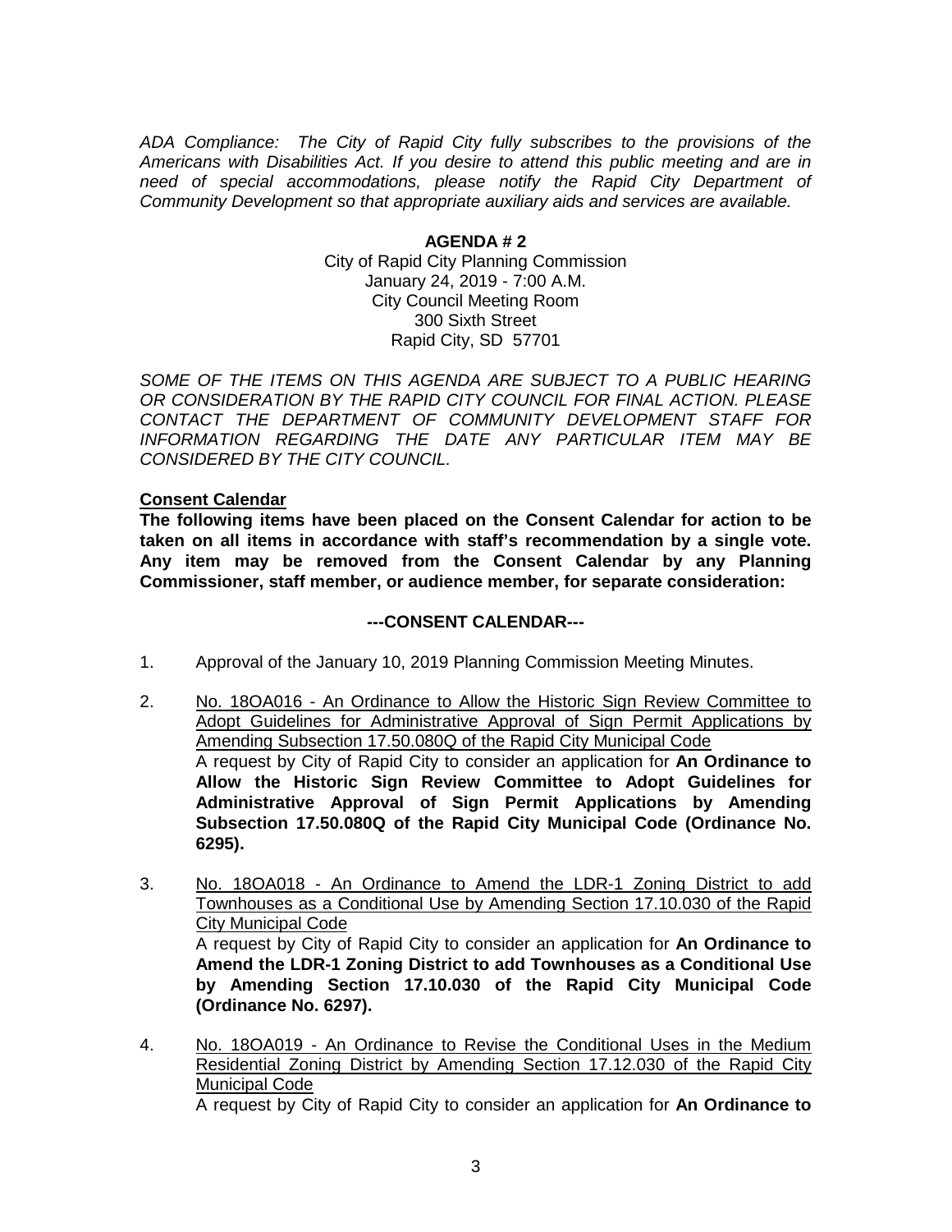*ADA Compliance: The City of Rapid City fully subscribes to the provisions of the Americans with Disabilities Act. If you desire to attend this public meeting and are in need of special accommodations, please notify the Rapid City Department of Community Development so that appropriate auxiliary aids and services are available.*

**AGENDA # 2**

City of Rapid City Planning Commission
January 24, 2019 - 7:00 A.M.
City Council Meeting Room
300 Sixth Street
Rapid City, SD 57701

*SOME OF THE ITEMS ON THIS AGENDA ARE SUBJECT TO A PUBLIC HEARING OR CONSIDERATION BY THE RAPID CITY COUNCIL FOR FINAL ACTION. PLEASE CONTACT THE DEPARTMENT OF COMMUNITY DEVELOPMENT STAFF FOR INFORMATION REGARDING THE DATE ANY PARTICULAR ITEM MAY BE CONSIDERED BY THE CITY COUNCIL.*

**Consent Calendar**

**The following items have been placed on the Consent Calendar for action to be taken on all items in accordance with staff's recommendation by a single vote. Any item may be removed from the Consent Calendar by any Planning Commissioner, staff member, or audience member, for separate consideration:**

**---CONSENT CALENDAR---**

1. Approval of the January 10, 2019 Planning Commission Meeting Minutes.

2. No. 18OA016 - An Ordinance to Allow the Historic Sign Review Committee to Adopt Guidelines for Administrative Approval of Sign Permit Applications by Amending Subsection 17.50.080Q of the Rapid City Municipal Code
   A request by City of Rapid City to consider an application for **An Ordinance to Allow the Historic Sign Review Committee to Adopt Guidelines for Administrative Approval of Sign Permit Applications by Amending Subsection 17.50.080Q of the Rapid City Municipal Code (Ordinance No. 6295).**

3. No. 18OA018 - An Ordinance to Amend the LDR-1 Zoning District to add Townhouses as a Conditional Use by Amending Section 17.10.030 of the Rapid City Municipal Code
   A request by City of Rapid City to consider an application for **An Ordinance to Amend the LDR-1 Zoning District to add Townhouses as a Conditional Use by Amending Section 17.10.030 of the Rapid City Municipal Code (Ordinance No. 6297).**

4. No. 18OA019 - An Ordinance to Revise the Conditional Uses in the Medium Residential Zoning District by Amending Section 17.12.030 of the Rapid City Municipal Code
   A request by City of Rapid City to consider an application for **An Ordinance to**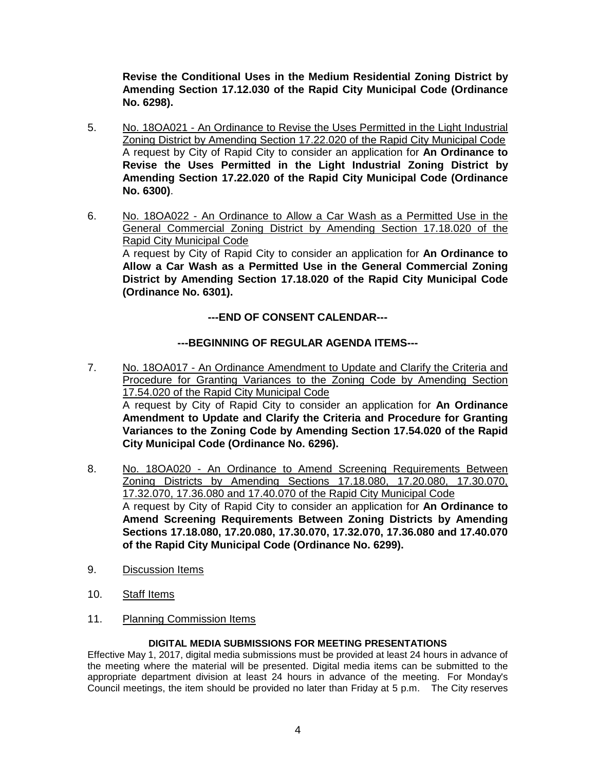**Revise the Conditional Uses in the Medium Residential Zoning District by Amending Section 17.12.030 of the Rapid City Municipal Code (Ordinance No. 6298).**

5. No. 18OA021 - An Ordinance to Revise the Uses Permitted in the Light Industrial Zoning District by Amending Section 17.22.020 of the Rapid City Municipal Code
   A request by City of Rapid City to consider an application for **An Ordinance to Revise the Uses Permitted in the Light Industrial Zoning District by Amending Section 17.22.020 of the Rapid City Municipal Code (Ordinance No. 6300)**.

6. No. 18OA022 - An Ordinance to Allow a Car Wash as a Permitted Use in the General Commercial Zoning District by Amending Section 17.18.020 of the Rapid City Municipal Code
   A request by City of Rapid City to consider an application for **An Ordinance to Allow a Car Wash as a Permitted Use in the General Commercial Zoning District by Amending Section 17.18.020 of the Rapid City Municipal Code (Ordinance No. 6301).**

**---END OF CONSENT CALENDAR---**

**---BEGINNING OF REGULAR AGENDA ITEMS---**

7. No. 18OA017 - An Ordinance Amendment to Update and Clarify the Criteria and Procedure for Granting Variances to the Zoning Code by Amending Section 17.54.020 of the Rapid City Municipal Code
   A request by City of Rapid City to consider an application for **An Ordinance Amendment to Update and Clarify the Criteria and Procedure for Granting Variances to the Zoning Code by Amending Section 17.54.020 of the Rapid City Municipal Code (Ordinance No. 6296).**

8. No. 18OA020 - An Ordinance to Amend Screening Requirements Between Zoning Districts by Amending Sections 17.18.080, 17.20.080, 17.30.070, 17.32.070, 17.36.080 and 17.40.070 of the Rapid City Municipal Code
   A request by City of Rapid City to consider an application for **An Ordinance to Amend Screening Requirements Between Zoning Districts by Amending Sections 17.18.080, 17.20.080, 17.30.070, 17.32.070, 17.36.080 and 17.40.070 of the Rapid City Municipal Code (Ordinance No. 6299).**

9. Discussion Items

10. Staff Items

11. Planning Commission Items

**DIGITAL MEDIA SUBMISSIONS FOR MEETING PRESENTATIONS**

Effective May 1, 2017, digital media submissions must be provided at least 24 hours in advance of the meeting where the material will be presented. Digital media items can be submitted to the appropriate department division at least 24 hours in advance of the meeting. For Monday's Council meetings, the item should be provided no later than Friday at 5 p.m. The City reserves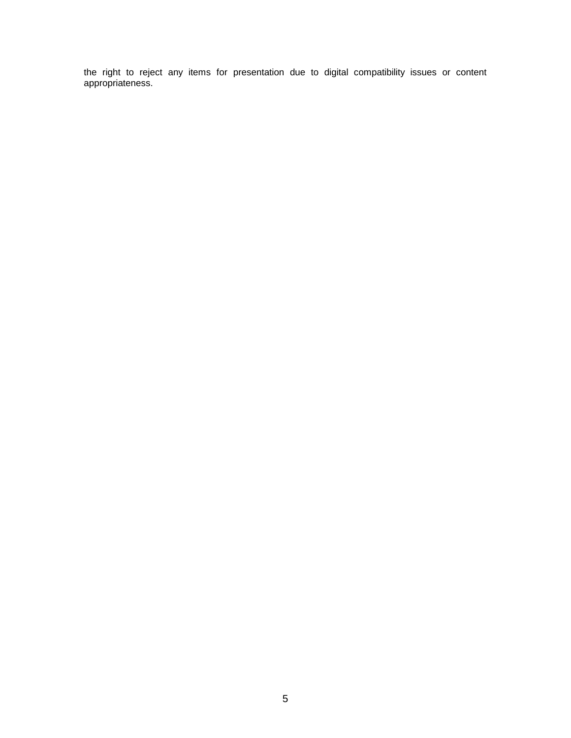the right to reject any items for presentation due to digital compatibility issues or content appropriateness.